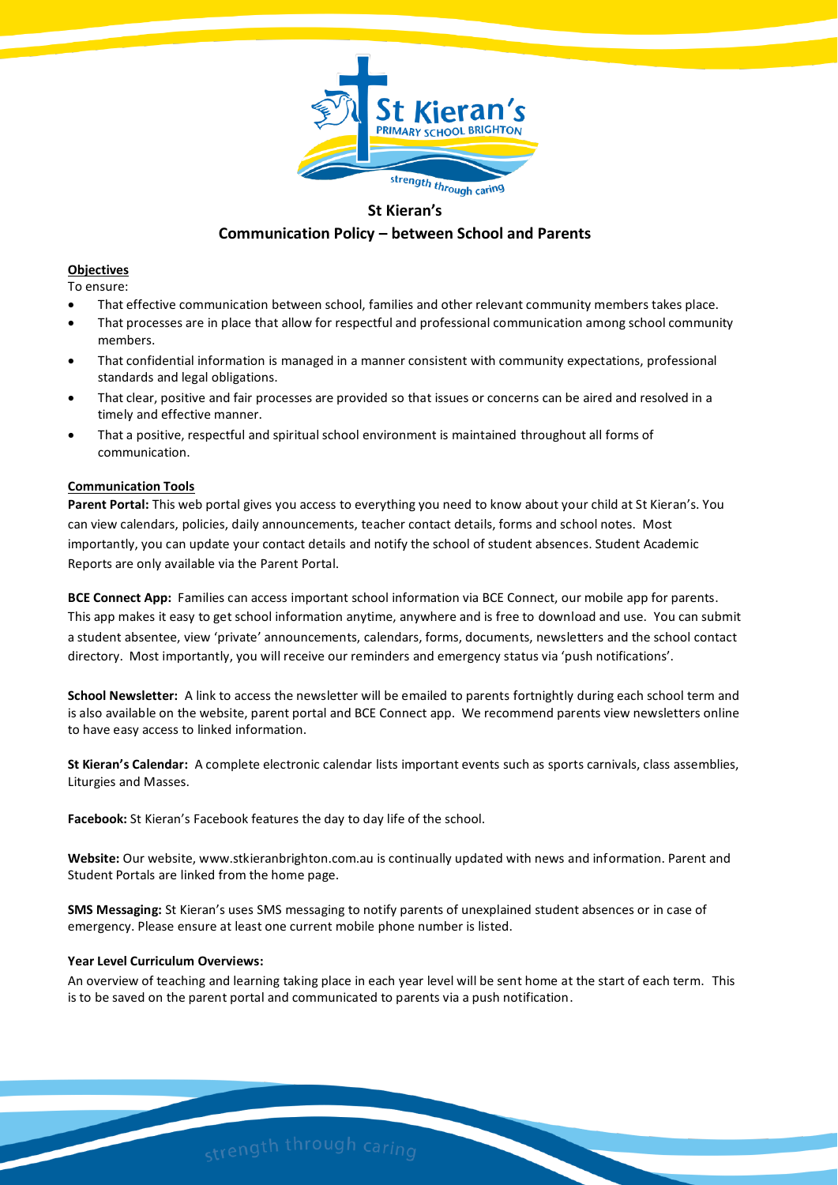# St Kieran's

## Communication Policy – between School and Parents

### Objectives

To ensure:

- That effective communication between school, families and other relevant community members takes place.
- That processes are in place that allow for respectful and professional communication among school community members.
- That confidential information is managed in a manner consistent with community expectations, professional standards and legal obligations.
- That clear, positive and fair processes are provided so that issues or concerns can be aired and resolved in a timely and effective manner.
- That a positive, respectful and spiritual school environment is maintained throughout all forms of communication.

### Communication Tools

**Parent Portal:** This web portal gives you access to everything you need to know about your child at St Kieran's. You can view calendars, policies, daily announcements, teacher contact details, forms and school notes. Most importantly, you can update your contact details and notify the school of student absences. Student Academic Reports are only available via the Parent Portal.

**BCE Connect App:** Families can access important school information via BCE Connect, our mobile app for parents. This app makes it easy to get school information anytime, anywhere and is free to download and use. You can submit a student absentee, view 'private' announcements, calendars, forms, documents, newsletters and the school contact directory. Most importantly, you will receive our reminders and emergency status via 'push notifications'.

**School Newsletter:** A link to access the newsletter will be emailed to parents fortnightly during each school term and is also available on the website, parent portal and BCE Connect app. We recommend parents view newsletters online to have easy access to linked information.

**St Kieran's Calendar:** A complete electronic calendar lists important events such as sports carnivals, class assemblies, Liturgies and Masses.

**Facebook:** St Kieran's Facebook features the day to day life of the school.

**Website:** Our website, www.stkieranbrighton.com.au is continually updated with news and information. Parent and Student Portals are linked from the home page.

**SMS Messaging:** St Kieran's uses SMS messaging to notify parents of unexplained student absences or in case of emergency. Please ensure at least one current mobile phone number is listed.

**Year Level Curriculum Overviews:**

An overview of teaching and learning taking place in each year level will be sent home at the start of each term. This is to be saved on the parent portal and communicated to parents via a push notification.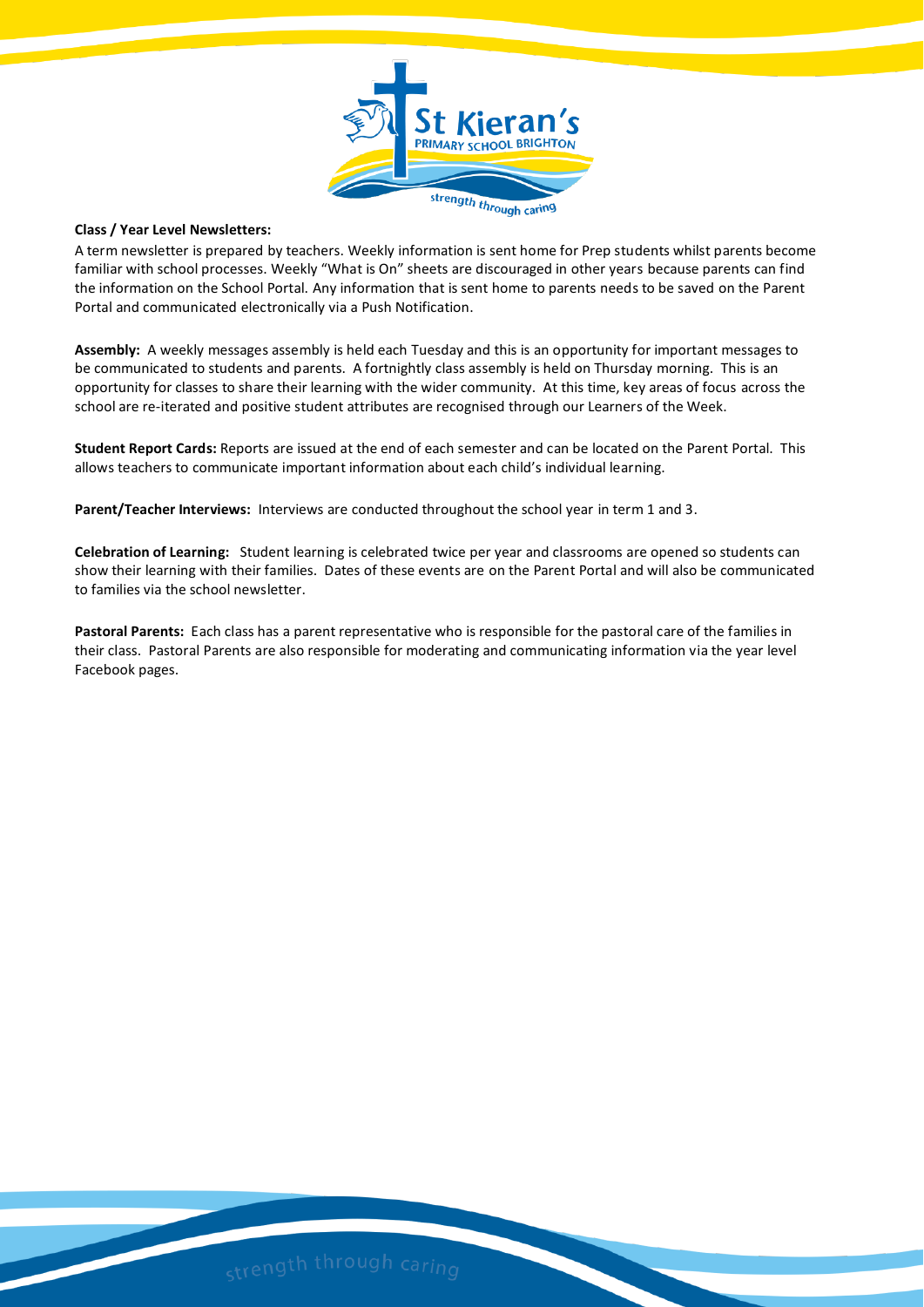**Class / Year Level Newsletters:**

A term newsletter is prepared by teachers. Weekly information is sent home for Prep students whilst parents become familiar with school processes. Weekly "What is On" sheets are discouraged in other years because parents can find the information on the School Portal. Any information that is sent home to parents needs to be saved on the Parent Portal and communicated electronically via a Push Notification.

**Assembly:** A weekly messages assembly is held each Tuesday and this is an opportunity for important messages to be communicated to students and parents. A fortnightly class assembly is held on Thursday morning. This is an opportunity for classes to share their learning with the wider community. At this time, key areas of focus across the school are re-iterated and positive student attributes are recognised through our Learners of the Week.

**Student Report Cards:** Reports are issued at the end of each semester and can be located on the Parent Portal. This allows teachers to communicate important information about each child's individual learning.

**Parent/Teacher Interviews:** Interviews are conducted throughout the school year in term 1 and 3.

**Celebration of Learning:** Student learning is celebrated twice per year and classrooms are opened so students can show their learning with their families. Dates of these events are on the Parent Portal and will also be communicated to families via the school newsletter.

**Pastoral Parents:** Each class has a parent representative who is responsible for the pastoral care of the families in their class. Pastoral Parents are also responsible for moderating and communicating information via the year level Facebook pages.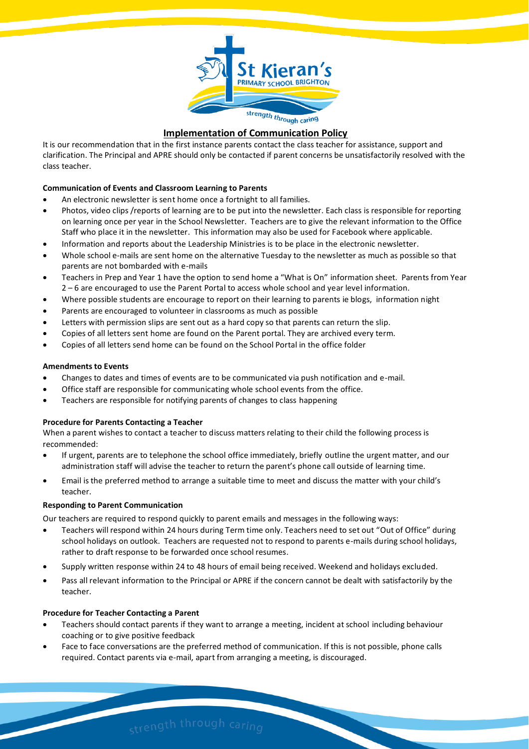## Implementation of Communication Policy

It is our recommendation that in the first instance parents contact the class teacher for assistance, support and clarification. The Principal and APRE should only be contacted if parent concerns be unsatisfactorily resolved with the class teacher.

**Communication of Events and Classroom Learning to Parents**

- An electronic newsletter is sent home once a fortnight to all families.
- Photos, video clips /reports of learning are to be put into the newsletter. Each class is responsible for reporting on learning once per year in the School Newsletter. Teachers are to give the relevant information to the Office Staff who place it in the newsletter. This information may also be used for Facebook where applicable.
- Information and reports about the Leadership Ministries is to be place in the electronic newsletter.
- Whole school e-mails are sent home on the alternative Tuesday to the newsletter as much as possible so that parents are not bombarded with e-mails
- Teachers in Prep and Year 1 have the option to send home a "What is On" information sheet. Parents from Year 2 – 6 are encouraged to use the Parent Portal to access whole school and year level information.
- Where possible students are encourage to report on their learning to parents ie blogs, information night
- Parents are encouraged to volunteer in classrooms as much as possible
- Letters with permission slips are sent out as a hard copy so that parents can return the slip.
- Copies of all letters sent home are found on the Parent portal. They are archived every term.
- Copies of all letters send home can be found on the School Portal in the office folder

**Amendments to Events**

- Changes to dates and times of events are to be communicated via push notification and e-mail.
- Office staff are responsible for communicating whole school events from the office.
- Teachers are responsible for notifying parents of changes to class happening

**Procedure for Parents Contacting a Teacher**

When a parent wishes to contact a teacher to discuss matters relating to their child the following process is recommended:

- If urgent, parents are to telephone the school office immediately, briefly outline the urgent matter, and our administration staff will advise the teacher to return the parent's phone call outside of learning time.
- Email is the preferred method to arrange a suitable time to meet and discuss the matter with your child's teacher.

**Responding to Parent Communication**

Our teachers are required to respond quickly to parent emails and messages in the following ways:

- Teachers will respond within 24 hours during Term time only. Teachers need to set out "Out of Office" during school holidays on outlook. Teachers are requested not to respond to parents e-mails during school holidays, rather to draft response to be forwarded once school resumes.
- Supply written response within 24 to 48 hours of email being received. Weekend and holidays excluded.
- Pass all relevant information to the Principal or APRE if the concern cannot be dealt with satisfactorily by the teacher.

**Procedure for Teacher Contacting a Parent**

- Teachers should contact parents if they want to arrange a meeting, incident at school including behaviour coaching or to give positive feedback
- Face to face conversations are the preferred method of communication. If this is not possible, phone calls required. Contact parents via e-mail, apart from arranging a meeting, is discouraged.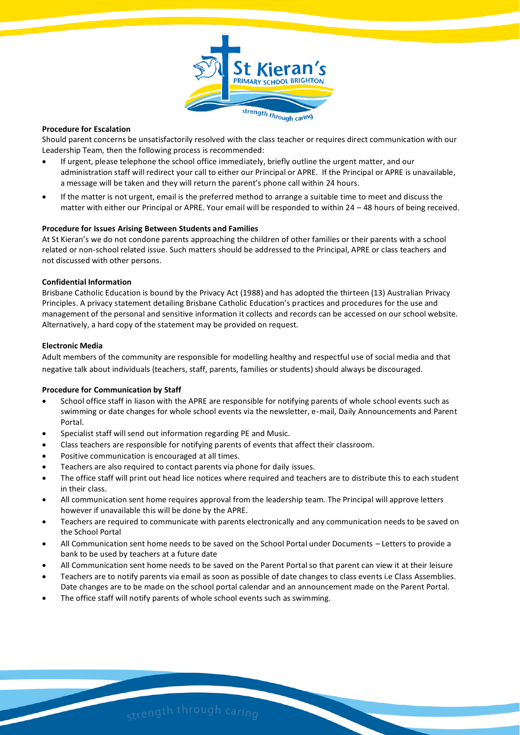**Procedure for Escalation**

Should parent concerns be unsatisfactorily resolved with the class teacher or requires direct communication with our Leadership Team, then the following process is recommended:

- If urgent, please telephone the school office immediately, briefly outline the urgent matter, and our administration staff will redirect your call to either our Principal or APRE. If the Principal or APRE is unavailable, a message will be taken and they will return the parent's phone call within 24 hours.
- If the matter is not urgent, email is the preferred method to arrange a suitable time to meet and discuss the matter with either our Principal or APRE. Your email will be responded to within 24 – 48 hours of being received.

**Procedure for Issues Arising Between Students and Families**

At St Kieran's we do not condone parents approaching the children of other families or their parents with a school related or non-school related issue. Such matters should be addressed to the Principal, APRE or class teachers and not discussed with other persons.

**Confidential Information**

Brisbane Catholic Education is bound by the Privacy Act (1988) and has adopted the thirteen (13) Australian Privacy Principles. A privacy statement detailing Brisbane Catholic Education's practices and procedures for the use and management of the personal and sensitive information it collects and records can be accessed on our school website. Alternatively, a hard copy of the statement may be provided on request.

**Electronic Media**

Adult members of the community are responsible for modelling healthy and respectful use of social media and that negative talk about individuals (teachers, staff, parents, families or students) should always be discouraged.

**Procedure for Communication by Staff**

- School office staff in liason with the APRE are responsible for notifying parents of whole school events such as swimming or date changes for whole school events via the newsletter, e-mail, Daily Announcements and Parent Portal.
- Specialist staff will send out information regarding PE and Music.
- Class teachers are responsible for notifying parents of events that affect their classroom.
- Positive communication is encouraged at all times.
- Teachers are also required to contact parents via phone for daily issues.
- The office staff will print out head lice notices where required and teachers are to distribute this to each student in their class.
- All communication sent home requires approval from the leadership team. The Principal will approve letters however if unavailable this will be done by the APRE.
- Teachers are required to communicate with parents electronically and any communication needs to be saved on the School Portal
- All Communication sent home needs to be saved on the School Portal under Documents – Letters to provide a bank to be used by teachers at a future date
- All Communication sent home needs to be saved on the Parent Portal so that parent can view it at their leisure
- Teachers are to notify parents via email as soon as possible of date changes to class events i.e Class Assemblies. Date changes are to be made on the school portal calendar and an announcement made on the Parent Portal.
- The office staff will notify parents of whole school events such as swimming.